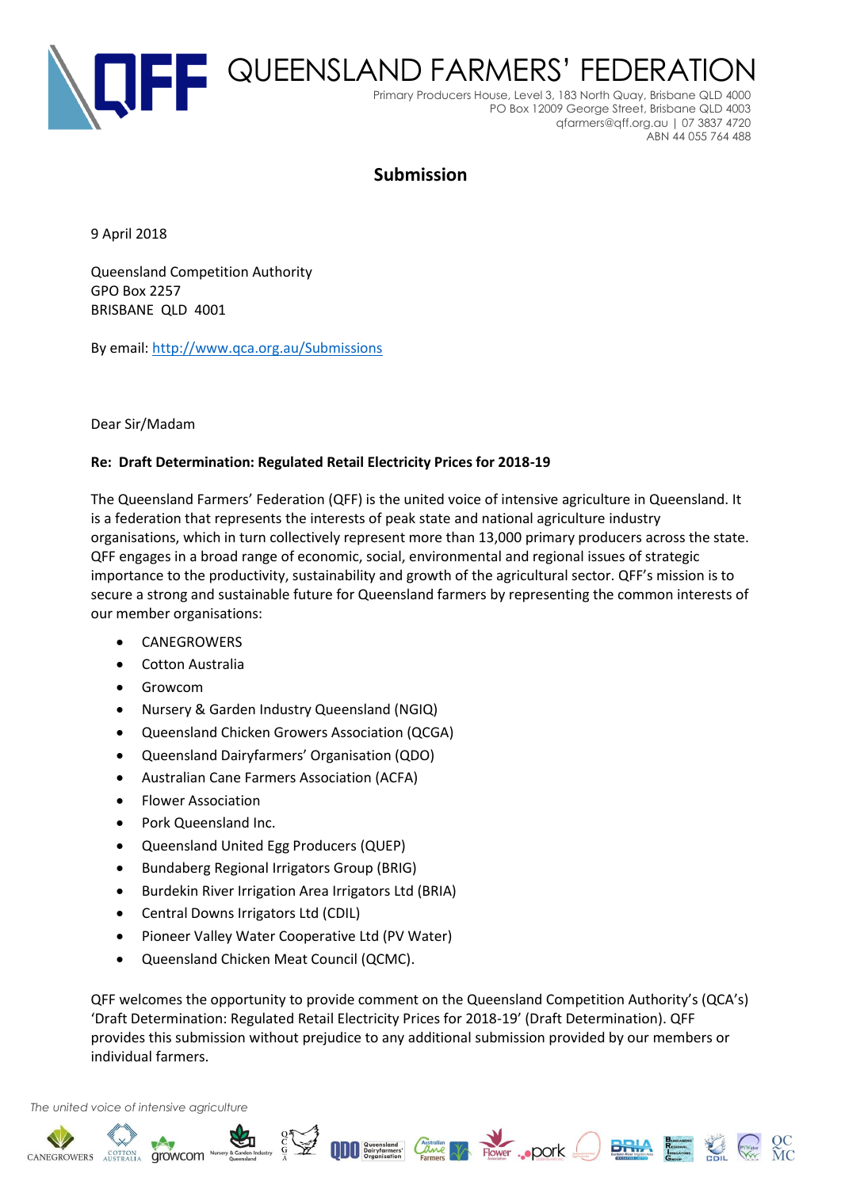# QUEENSLAND FARMERS' FEDERATION

Primary Producers House, Level 3, 183 North Quay, Brisbane QLD 4000
PO Box 12009 George Street, Brisbane QLD 4003
qfarmers@qff.org.au | 07 3837 4720
ABN 44 055 764 488

## Submission

9 April 2018

Queensland Competition Authority
GPO Box 2257
BRISBANE QLD 4001

By email: http://www.qca.org.au/Submissions

Dear Sir/Madam

**Re: Draft Determination: Regulated Retail Electricity Prices for 2018-19**

The Queensland Farmers' Federation (QFF) is the united voice of intensive agriculture in Queensland. It is a federation that represents the interests of peak state and national agriculture industry organisations, which in turn collectively represent more than 13,000 primary producers across the state. QFF engages in a broad range of economic, social, environmental and regional issues of strategic importance to the productivity, sustainability and growth of the agricultural sector. QFF's mission is to secure a strong and sustainable future for Queensland farmers by representing the common interests of our member organisations:

- CANEGROWERS
- Cotton Australia
- Growcom
- Nursery & Garden Industry Queensland (NGIQ)
- Queensland Chicken Growers Association (QCGA)
- Queensland Dairyfarmers' Organisation (QDO)
- Australian Cane Farmers Association (ACFA)
- Flower Association
- Pork Queensland Inc.
- Queensland United Egg Producers (QUEP)
- Bundaberg Regional Irrigators Group (BRIG)
- Burdekin River Irrigation Area Irrigators Ltd (BRIA)
- Central Downs Irrigators Ltd (CDIL)
- Pioneer Valley Water Cooperative Ltd (PV Water)
- Queensland Chicken Meat Council (QCMC).

QFF welcomes the opportunity to provide comment on the Queensland Competition Authority's (QCA's) 'Draft Determination: Regulated Retail Electricity Prices for 2018-19' (Draft Determination). QFF provides this submission without prejudice to any additional submission provided by our members or individual farmers.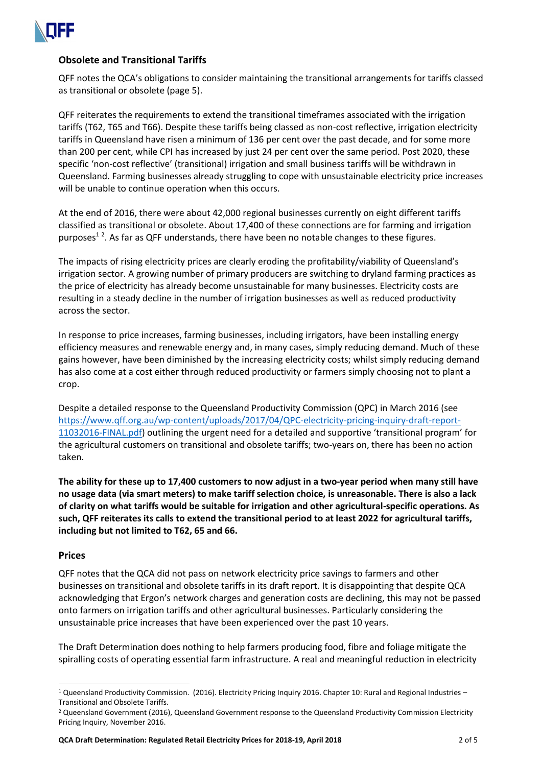## Obsolete and Transitional Tariffs

QFF notes the QCA's obligations to consider maintaining the transitional arrangements for tariffs classed as transitional or obsolete (page 5).

QFF reiterates the requirements to extend the transitional timeframes associated with the irrigation tariffs (T62, T65 and T66). Despite these tariffs being classed as non-cost reflective, irrigation electricity tariffs in Queensland have risen a minimum of 136 per cent over the past decade, and for some more than 200 per cent, while CPI has increased by just 24 per cent over the same period. Post 2020, these specific 'non-cost reflective' (transitional) irrigation and small business tariffs will be withdrawn in Queensland. Farming businesses already struggling to cope with unsustainable electricity price increases will be unable to continue operation when this occurs.

At the end of 2016, there were about 42,000 regional businesses currently on eight different tariffs classified as transitional or obsolete. About 17,400 of these connections are for farming and irrigation purposes[1 2]. As far as QFF understands, there have been no notable changes to these figures.

The impacts of rising electricity prices are clearly eroding the profitability/viability of Queensland's irrigation sector. A growing number of primary producers are switching to dryland farming practices as the price of electricity has already become unsustainable for many businesses. Electricity costs are resulting in a steady decline in the number of irrigation businesses as well as reduced productivity across the sector.

In response to price increases, farming businesses, including irrigators, have been installing energy efficiency measures and renewable energy and, in many cases, simply reducing demand. Much of these gains however, have been diminished by the increasing electricity costs; whilst simply reducing demand has also come at a cost either through reduced productivity or farmers simply choosing not to plant a crop.

Despite a detailed response to the Queensland Productivity Commission (QPC) in March 2016 (see https://www.qff.org.au/wp-content/uploads/2017/04/QPC-electricity-pricing-inquiry-draft-report-11032016-FINAL.pdf) outlining the urgent need for a detailed and supportive 'transitional program' for the agricultural customers on transitional and obsolete tariffs; two-years on, there has been no action taken.

**The ability for these up to 17,400 customers to now adjust in a two-year period when many still have no usage data (via smart meters) to make tariff selection choice, is unreasonable. There is also a lack of clarity on what tariffs would be suitable for irrigation and other agricultural-specific operations. As such, QFF reiterates its calls to extend the transitional period to at least 2022 for agricultural tariffs, including but not limited to T62, 65 and 66.**

## Prices

QFF notes that the QCA did not pass on network electricity price savings to farmers and other businesses on transitional and obsolete tariffs in its draft report. It is disappointing that despite QCA acknowledging that Ergon's network charges and generation costs are declining, this may not be passed onto farmers on irrigation tariffs and other agricultural businesses. Particularly considering the unsustainable price increases that have been experienced over the past 10 years.

The Draft Determination does nothing to help farmers producing food, fibre and foliage mitigate the spiralling costs of operating essential farm infrastructure. A real and meaningful reduction in electricity

---

[1] Queensland Productivity Commission. (2016). Electricity Pricing Inquiry 2016. Chapter 10: Rural and Regional Industries – Transitional and Obsolete Tariffs.

[2] Queensland Government (2016), Queensland Government response to the Queensland Productivity Commission Electricity Pricing Inquiry, November 2016.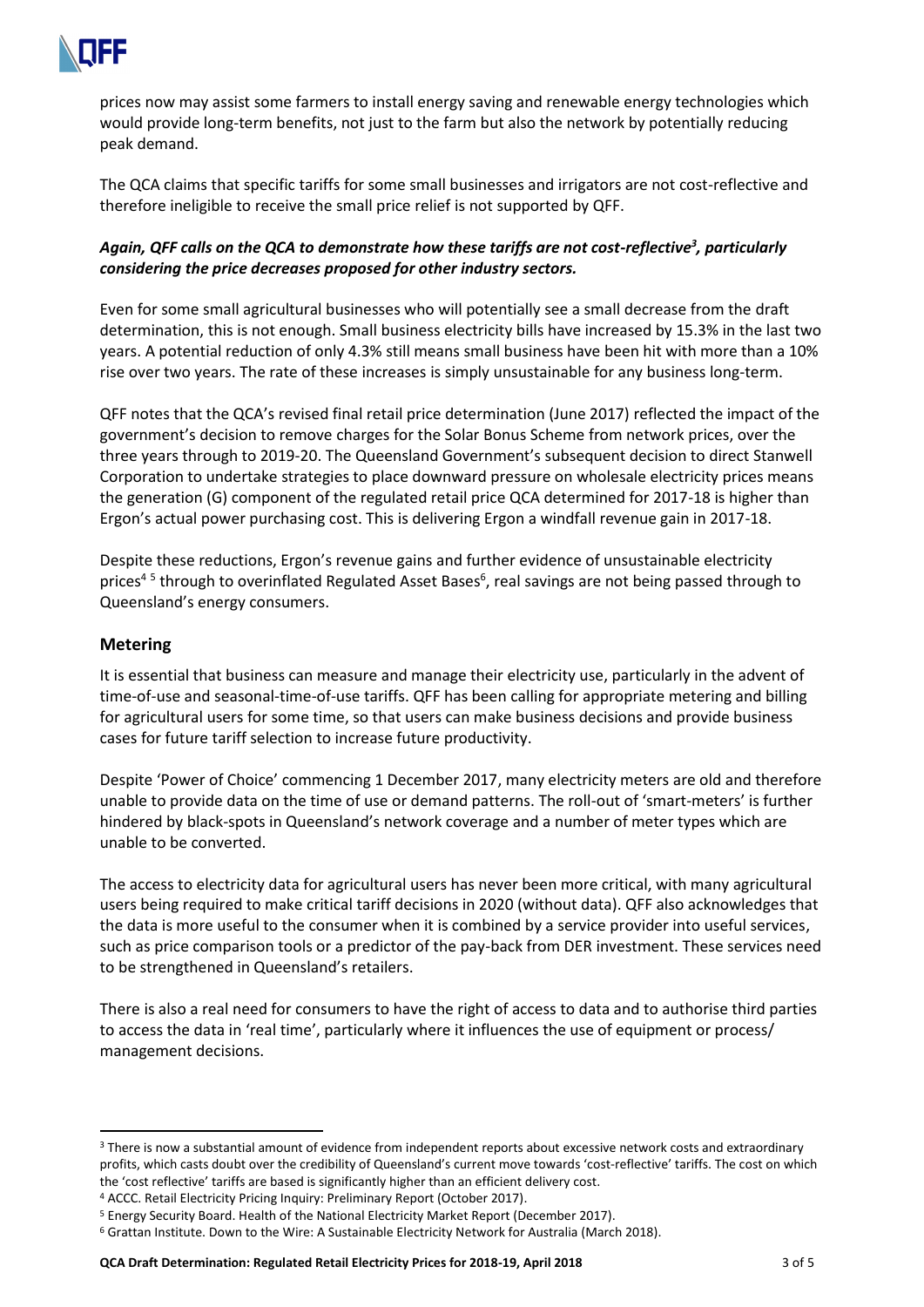prices now may assist some farmers to install energy saving and renewable energy technologies which would provide long-term benefits, not just to the farm but also the network by potentially reducing peak demand.

The QCA claims that specific tariffs for some small businesses and irrigators are not cost-reflective and therefore ineligible to receive the small price relief is not supported by QFF.

***Again, QFF calls on the QCA to demonstrate how these tariffs are not cost-reflective[3], particularly considering the price decreases proposed for other industry sectors.***

Even for some small agricultural businesses who will potentially see a small decrease from the draft determination, this is not enough. Small business electricity bills have increased by 15.3% in the last two years. A potential reduction of only 4.3% still means small business have been hit with more than a 10% rise over two years. The rate of these increases is simply unsustainable for any business long-term.

QFF notes that the QCA's revised final retail price determination (June 2017) reflected the impact of the government's decision to remove charges for the Solar Bonus Scheme from network prices, over the three years through to 2019-20. The Queensland Government's subsequent decision to direct Stanwell Corporation to undertake strategies to place downward pressure on wholesale electricity prices means the generation (G) component of the regulated retail price QCA determined for 2017-18 is higher than Ergon's actual power purchasing cost. This is delivering Ergon a windfall revenue gain in 2017-18.

Despite these reductions, Ergon's revenue gains and further evidence of unsustainable electricity prices[4] [5] through to overinflated Regulated Asset Bases[6], real savings are not being passed through to Queensland's energy consumers.

## Metering

It is essential that business can measure and manage their electricity use, particularly in the advent of time-of-use and seasonal-time-of-use tariffs. QFF has been calling for appropriate metering and billing for agricultural users for some time, so that users can make business decisions and provide business cases for future tariff selection to increase future productivity.

Despite 'Power of Choice' commencing 1 December 2017, many electricity meters are old and therefore unable to provide data on the time of use or demand patterns. The roll-out of 'smart-meters' is further hindered by black-spots in Queensland's network coverage and a number of meter types which are unable to be converted.

The access to electricity data for agricultural users has never been more critical, with many agricultural users being required to make critical tariff decisions in 2020 (without data). QFF also acknowledges that the data is more useful to the consumer when it is combined by a service provider into useful services, such as price comparison tools or a predictor of the pay-back from DER investment. These services need to be strengthened in Queensland's retailers.

There is also a real need for consumers to have the right of access to data and to authorise third parties to access the data in 'real time', particularly where it influences the use of equipment or process/ management decisions.

---

[3] There is now a substantial amount of evidence from independent reports about excessive network costs and extraordinary profits, which casts doubt over the credibility of Queensland's current move towards 'cost-reflective' tariffs. The cost on which the 'cost reflective' tariffs are based is significantly higher than an efficient delivery cost.

[4] ACCC. Retail Electricity Pricing Inquiry: Preliminary Report (October 2017).

[5] Energy Security Board. Health of the National Electricity Market Report (December 2017).

[6] Grattan Institute. Down to the Wire: A Sustainable Electricity Network for Australia (March 2018).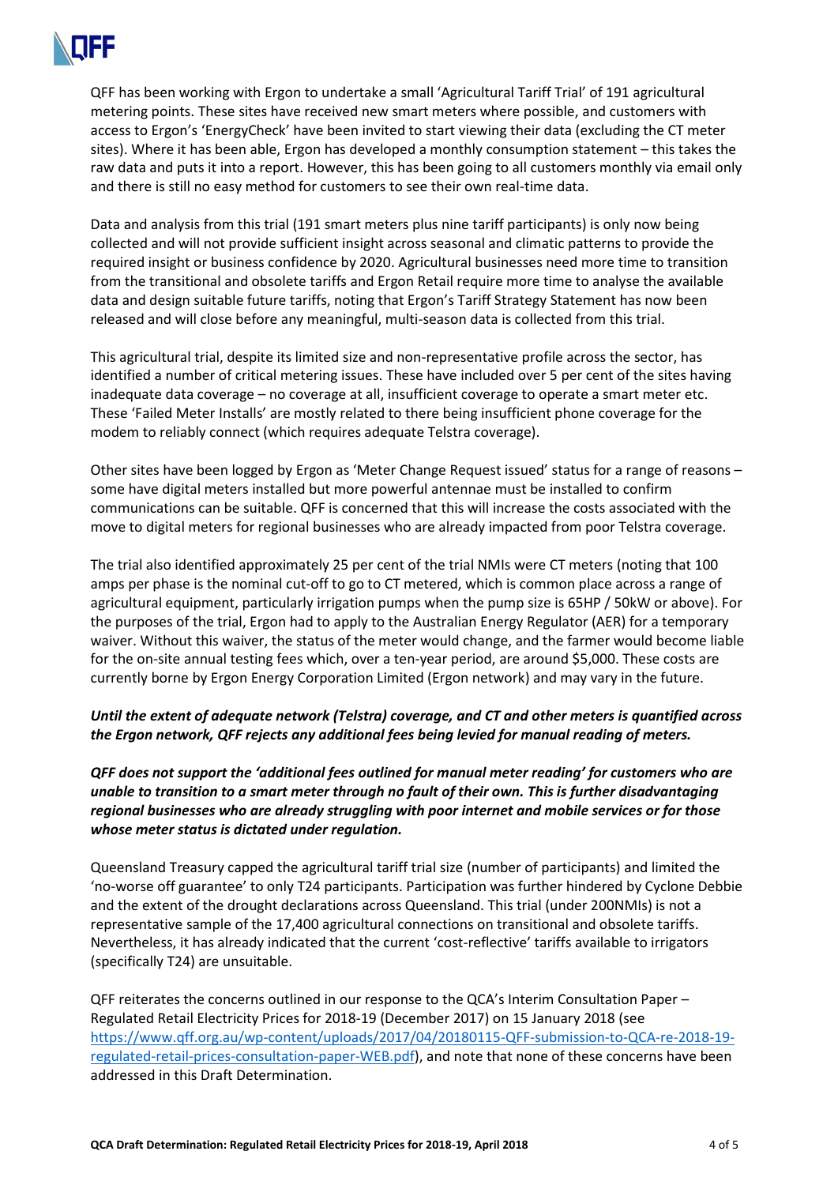QFF has been working with Ergon to undertake a small 'Agricultural Tariff Trial' of 191 agricultural metering points. These sites have received new smart meters where possible, and customers with access to Ergon's 'EnergyCheck' have been invited to start viewing their data (excluding the CT meter sites). Where it has been able, Ergon has developed a monthly consumption statement – this takes the raw data and puts it into a report. However, this has been going to all customers monthly via email only and there is still no easy method for customers to see their own real-time data.

Data and analysis from this trial (191 smart meters plus nine tariff participants) is only now being collected and will not provide sufficient insight across seasonal and climatic patterns to provide the required insight or business confidence by 2020. Agricultural businesses need more time to transition from the transitional and obsolete tariffs and Ergon Retail require more time to analyse the available data and design suitable future tariffs, noting that Ergon's Tariff Strategy Statement has now been released and will close before any meaningful, multi-season data is collected from this trial.

This agricultural trial, despite its limited size and non-representative profile across the sector, has identified a number of critical metering issues. These have included over 5 per cent of the sites having inadequate data coverage – no coverage at all, insufficient coverage to operate a smart meter etc. These 'Failed Meter Installs' are mostly related to there being insufficient phone coverage for the modem to reliably connect (which requires adequate Telstra coverage).

Other sites have been logged by Ergon as 'Meter Change Request issued' status for a range of reasons – some have digital meters installed but more powerful antennae must be installed to confirm communications can be suitable. QFF is concerned that this will increase the costs associated with the move to digital meters for regional businesses who are already impacted from poor Telstra coverage.

The trial also identified approximately 25 per cent of the trial NMIs were CT meters (noting that 100 amps per phase is the nominal cut-off to go to CT metered, which is common place across a range of agricultural equipment, particularly irrigation pumps when the pump size is 65HP / 50kW or above). For the purposes of the trial, Ergon had to apply to the Australian Energy Regulator (AER) for a temporary waiver. Without this waiver, the status of the meter would change, and the farmer would become liable for the on-site annual testing fees which, over a ten-year period, are around $5,000. These costs are currently borne by Ergon Energy Corporation Limited (Ergon network) and may vary in the future.

***Until the extent of adequate network (Telstra) coverage, and CT and other meters is quantified across the Ergon network, QFF rejects any additional fees being levied for manual reading of meters.***

***QFF does not support the 'additional fees outlined for manual meter reading' for customers who are unable to transition to a smart meter through no fault of their own. This is further disadvantaging regional businesses who are already struggling with poor internet and mobile services or for those whose meter status is dictated under regulation.***

Queensland Treasury capped the agricultural tariff trial size (number of participants) and limited the 'no-worse off guarantee' to only T24 participants. Participation was further hindered by Cyclone Debbie and the extent of the drought declarations across Queensland. This trial (under 200NMIs) is not a representative sample of the 17,400 agricultural connections on transitional and obsolete tariffs. Nevertheless, it has already indicated that the current 'cost-reflective' tariffs available to irrigators (specifically T24) are unsuitable.

QFF reiterates the concerns outlined in our response to the QCA's Interim Consultation Paper – Regulated Retail Electricity Prices for 2018-19 (December 2017) on 15 January 2018 (see https://www.qff.org.au/wp-content/uploads/2017/04/20180115-QFF-submission-to-QCA-re-2018-19-regulated-retail-prices-consultation-paper-WEB.pdf), and note that none of these concerns have been addressed in this Draft Determination.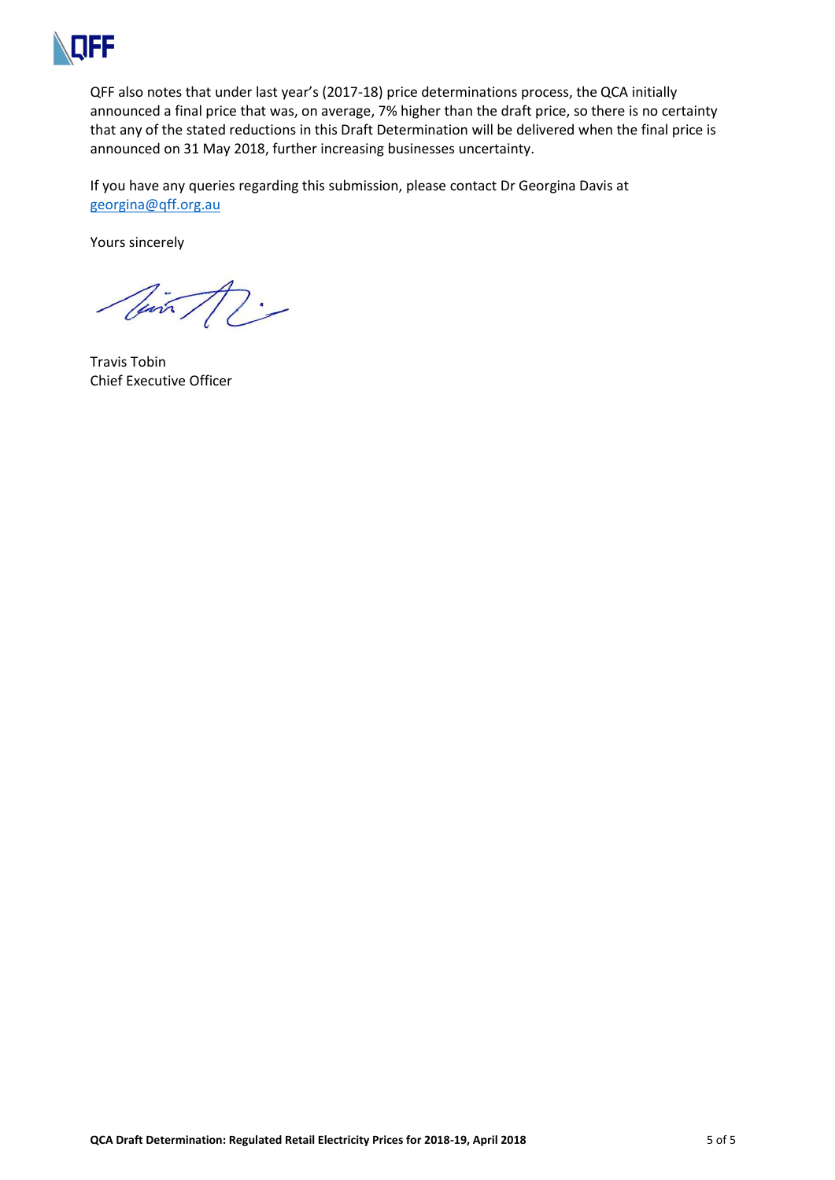QFF also notes that under last year's (2017-18) price determinations process, the QCA initially announced a final price that was, on average, 7% higher than the draft price, so there is no certainty that any of the stated reductions in this Draft Determination will be delivered when the final price is announced on 31 May 2018, further increasing businesses uncertainty.

If you have any queries regarding this submission, please contact Dr Georgina Davis at [georgina@qff.org.au](mailto:georgina@qff.org.au)

Yours sincerely

Travis Tobin
Chief Executive Officer